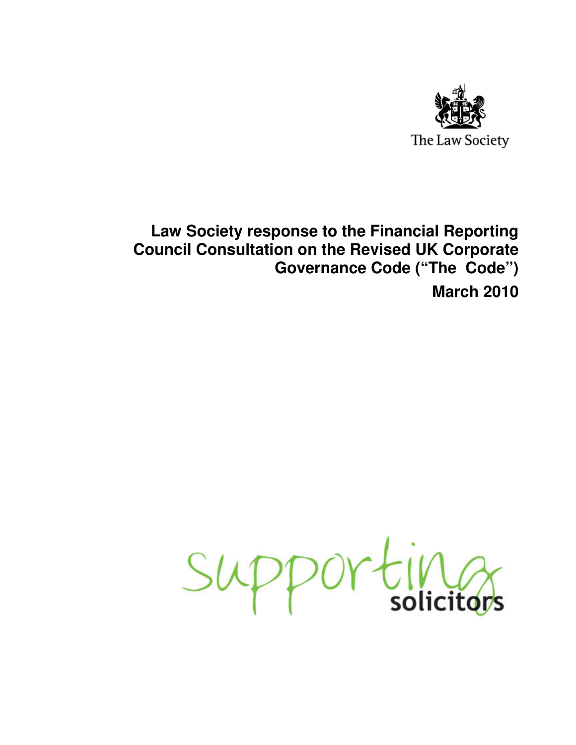The Law Society

# Law Society response to the Financial Reporting Council Consultation on the Revised UK Corporate Governance Code ("The Code")

**March 2010**

supporting solicitors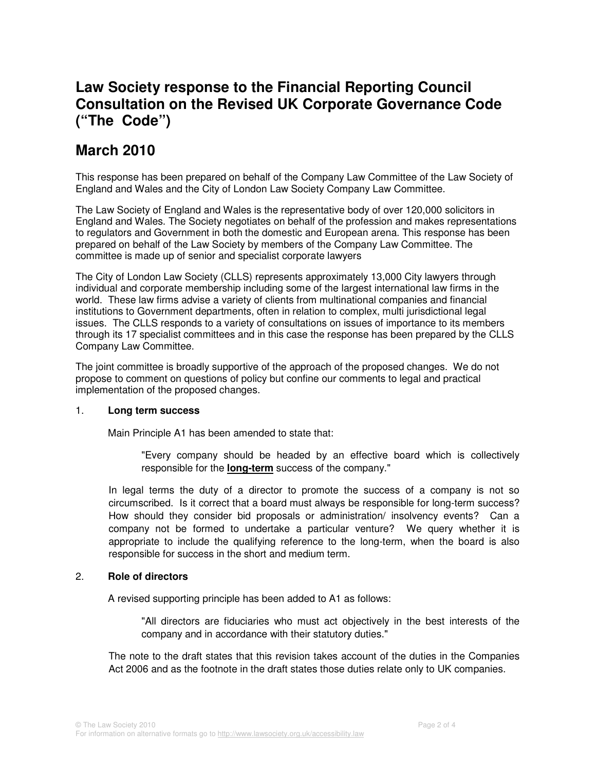# Law Society response to the Financial Reporting Council Consultation on the Revised UK Corporate Governance Code ("The Code")

# March 2010

This response has been prepared on behalf of the Company Law Committee of the Law Society of England and Wales and the City of London Law Society Company Law Committee.

The Law Society of England and Wales is the representative body of over 120,000 solicitors in England and Wales. The Society negotiates on behalf of the profession and makes representations to regulators and Government in both the domestic and European arena. This response has been prepared on behalf of the Law Society by members of the Company Law Committee. The committee is made up of senior and specialist corporate lawyers

The City of London Law Society (CLLS) represents approximately 13,000 City lawyers through individual and corporate membership including some of the largest international law firms in the world. These law firms advise a variety of clients from multinational companies and financial institutions to Government departments, often in relation to complex, multi jurisdictional legal issues. The CLLS responds to a variety of consultations on issues of importance to its members through its 17 specialist committees and in this case the response has been prepared by the CLLS Company Law Committee.

The joint committee is broadly supportive of the approach of the proposed changes. We do not propose to comment on questions of policy but confine our comments to legal and practical implementation of the proposed changes.

1. **Long term success**

   Main Principle A1 has been amended to state that:

   > "Every company should be headed by an effective board which is collectively responsible for the **long-term** success of the company."

   In legal terms the duty of a director to promote the success of a company is not so circumscribed. Is it correct that a board must always be responsible for long-term success? How should they consider bid proposals or administration/ insolvency events? Can a company not be formed to undertake a particular venture? We query whether it is appropriate to include the qualifying reference to the long-term, when the board is also responsible for success in the short and medium term.

2. **Role of directors**

   A revised supporting principle has been added to A1 as follows:

   > "All directors are fiduciaries who must act objectively in the best interests of the company and in accordance with their statutory duties."

   The note to the draft states that this revision takes account of the duties in the Companies Act 2006 and as the footnote in the draft states those duties relate only to UK companies.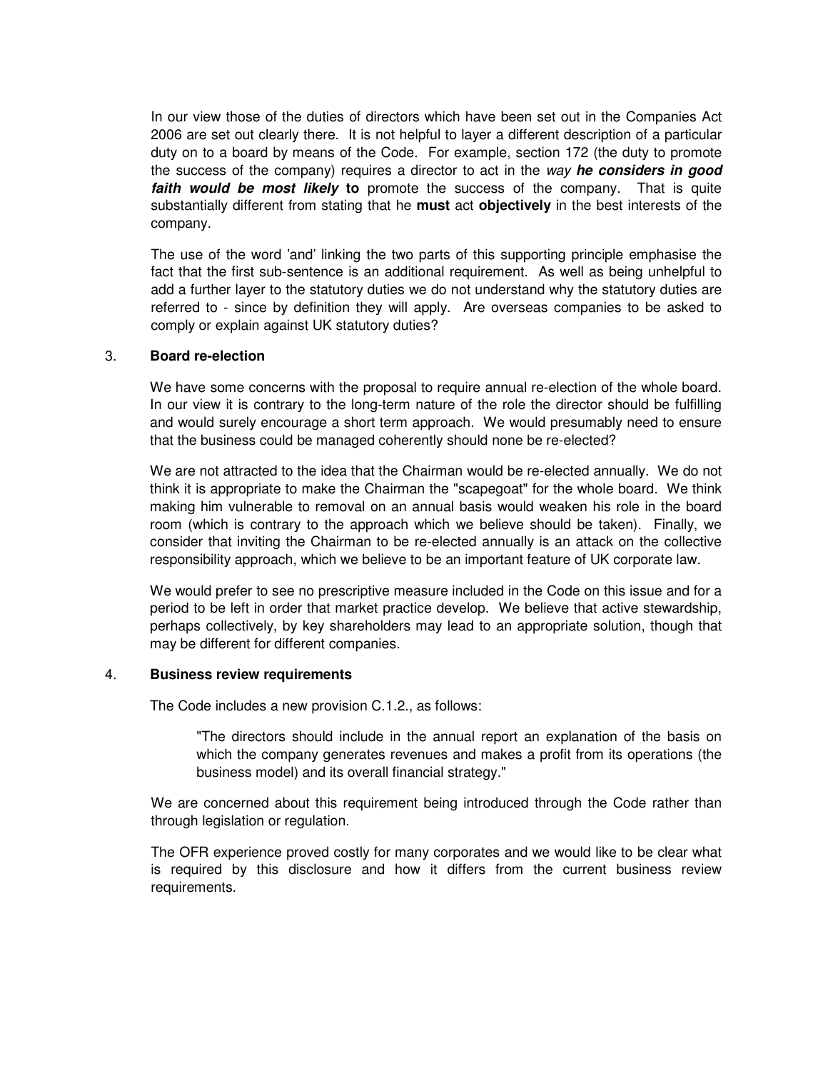In our view those of the duties of directors which have been set out in the Companies Act 2006 are set out clearly there. It is not helpful to layer a different description of a particular duty on to a board by means of the Code. For example, section 172 (the duty to promote the success of the company) requires a director to act in the *way **he considers in good faith would be most likely*** **to** promote the success of the company. That is quite substantially different from stating that he **must** act **objectively** in the best interests of the company.

The use of the word 'and' linking the two parts of this supporting principle emphasise the fact that the first sub-sentence is an additional requirement. As well as being unhelpful to add a further layer to the statutory duties we do not understand why the statutory duties are referred to - since by definition they will apply. Are overseas companies to be asked to comply or explain against UK statutory duties?

3. **Board re-election**

We have some concerns with the proposal to require annual re-election of the whole board. In our view it is contrary to the long-term nature of the role the director should be fulfilling and would surely encourage a short term approach. We would presumably need to ensure that the business could be managed coherently should none be re-elected?

We are not attracted to the idea that the Chairman would be re-elected annually. We do not think it is appropriate to make the Chairman the "scapegoat" for the whole board. We think making him vulnerable to removal on an annual basis would weaken his role in the board room (which is contrary to the approach which we believe should be taken). Finally, we consider that inviting the Chairman to be re-elected annually is an attack on the collective responsibility approach, which we believe to be an important feature of UK corporate law.

We would prefer to see no prescriptive measure included in the Code on this issue and for a period to be left in order that market practice develop. We believe that active stewardship, perhaps collectively, by key shareholders may lead to an appropriate solution, though that may be different for different companies.

4. **Business review requirements**

The Code includes a new provision C.1.2., as follows:

> "The directors should include in the annual report an explanation of the basis on which the company generates revenues and makes a profit from its operations (the business model) and its overall financial strategy."

We are concerned about this requirement being introduced through the Code rather than through legislation or regulation.

The OFR experience proved costly for many corporates and we would like to be clear what is required by this disclosure and how it differs from the current business review requirements.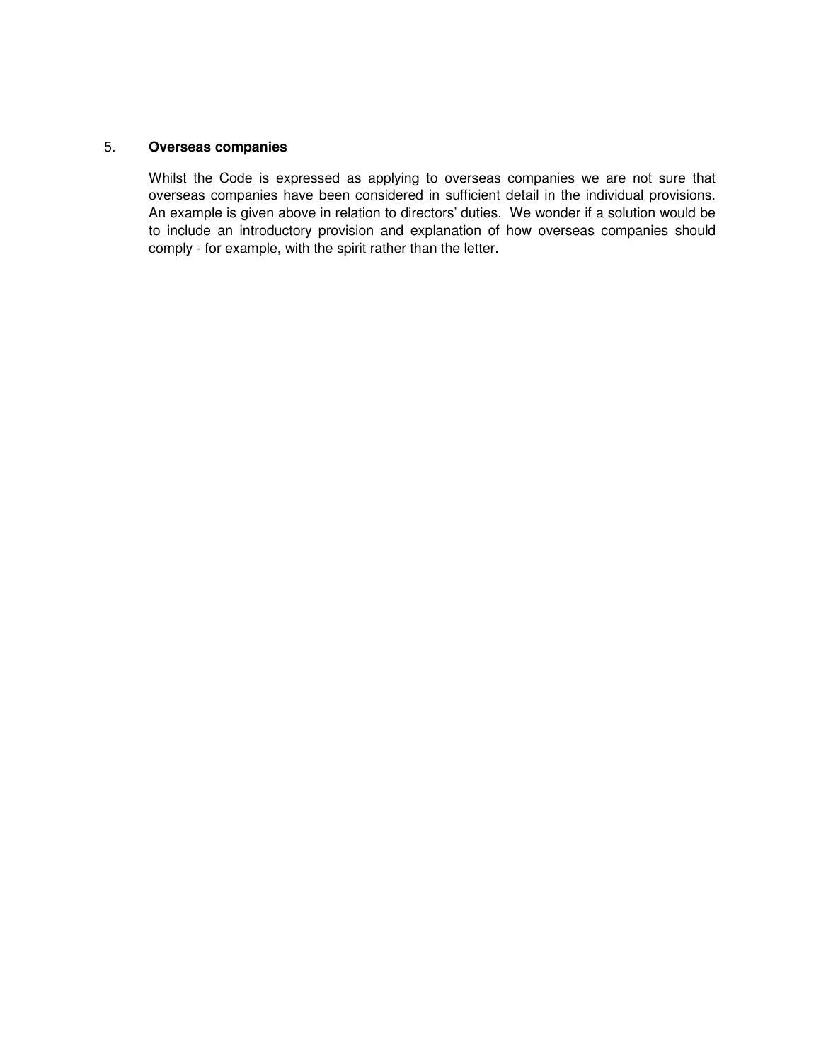5. **Overseas companies**

Whilst the Code is expressed as applying to overseas companies we are not sure that overseas companies have been considered in sufficient detail in the individual provisions. An example is given above in relation to directors' duties. We wonder if a solution would be to include an introductory provision and explanation of how overseas companies should comply - for example, with the spirit rather than the letter.